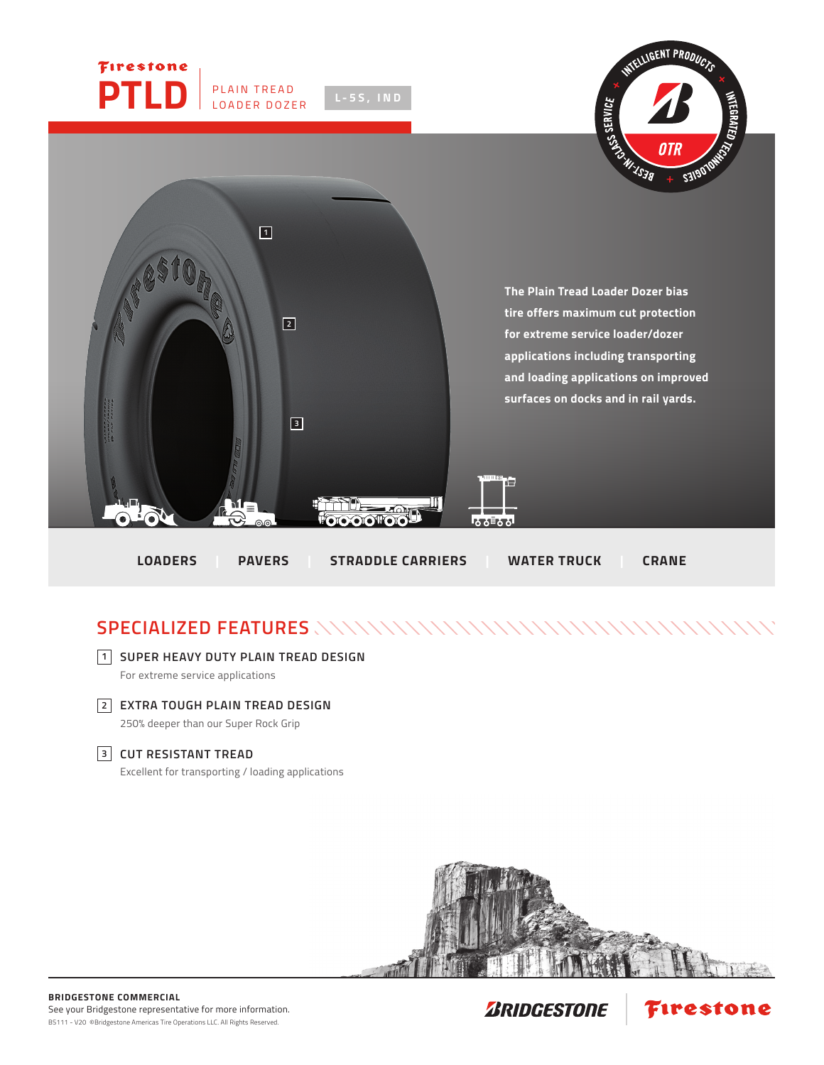# Firestone PTLD

PLAIN TREAD LOADER DOZER

L-5S, IND

INTELLIGENT PRODUCTS × INTEGRATED TECHNOLOGIES + BEST-IN-CLASS SERVICE × OTR

The Plain Tread Loader Dozer bias tire offers maximum cut protection for extreme service loader/dozer applications including transporting and loading applications on improved surfaces on docks and in rail yards.

LOADERS | PAVERS | STRADDLE CARRIERS | WATER TRUCK | CRANE

## SPECIALIZED FEATURES

1. **SUPER HEAVY DUTY PLAIN TREAD DESIGN**
   For extreme service applications

2. **EXTRA TOUGH PLAIN TREAD DESIGN**
   250% deeper than our Super Rock Grip

3. **CUT RESISTANT TREAD**
   Excellent for transporting / loading applications

**BRIDGESTONE COMMERCIAL**
See your Bridgestone representative for more information.
BS111 - V20 ©Bridgestone Americas Tire Operations LLC. All Rights Reserved.

BRIDGESTONE | Firestone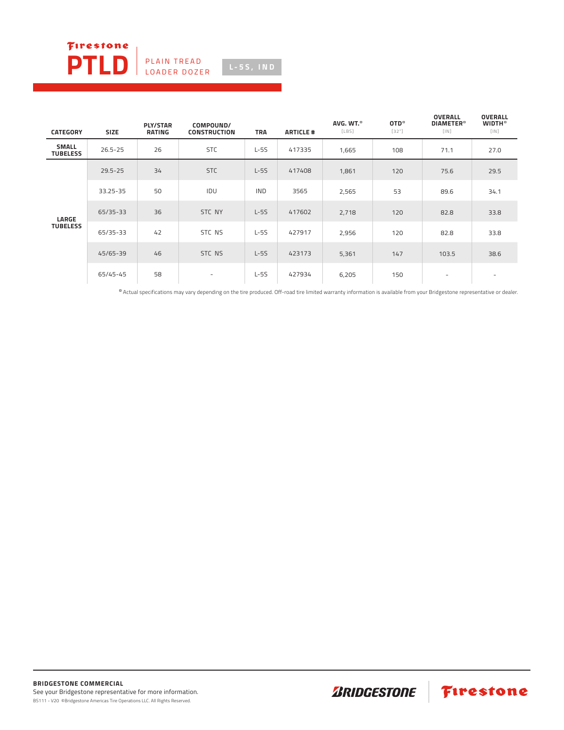Firestone

# PTLD

PLAIN TREAD LOADER DOZER

**L-5S, IND**

| CATEGORY | SIZE | PLY/STAR RATING | COMPOUND/ CONSTRUCTION | TRA | ARTICLE # | AVG. WT.▫ [LBS] | OTD▫ [32"] | OVERALL DIAMETER▫ [IN] | OVERALL WIDTH▫ [IN] |
|---|---|---|---|---|---|---|---|---|---|
| **SMALL TUBELESS** | 26.5-25 | 26 | STC | L-5S | 417335 | 1,665 | 108 | 71.1 | 27.0 |
| **LARGE TUBELESS** | 29.5-25 | 34 | STC | L-5S | 417408 | 1,861 | 120 | 75.6 | 29.5 |
| | 33.25-35 | 50 | IDU | IND | 3565 | 2,565 | 53 | 89.6 | 34.1 |
| | 65/35-33 | 36 | STC NY | L-5S | 417602 | 2,718 | 120 | 82.8 | 33.8 |
| | 65/35-33 | 42 | STC NS | L-5S | 427917 | 2,956 | 120 | 82.8 | 33.8 |
| | 45/65-39 | 46 | STC NS | L-5S | 423173 | 5,361 | 147 | 103.5 | 38.6 |
| | 65/45-45 | 58 | - | L-5S | 427934 | 6,205 | 150 | - | - |

▫ Actual specifications may vary depending on the tire produced. Off-road tire limited warranty information is available from your Bridgestone representative or dealer.

**BRIDGESTONE COMMERCIAL**

See your Bridgestone representative for more information.

BS111 - V20 ©Bridgestone Americas Tire Operations LLC. All Rights Reserved.

BRIDGESTONE Firestone